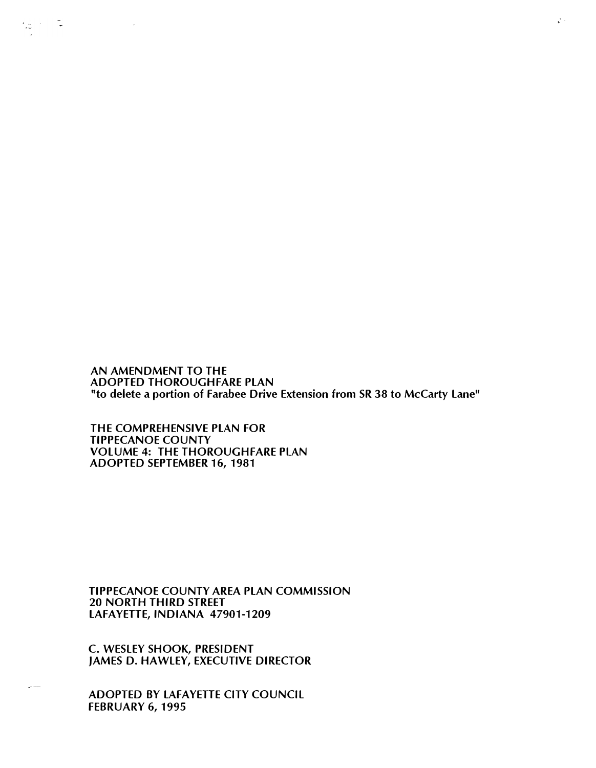AN AMENDMENT TO THE
ADOPTED THOROUGHFARE PLAN
**"to delete a portion of Farabee Drive Extension from SR 38 to McCarty Lane"**

THE COMPREHENSIVE PLAN FOR
TIPPECANOE COUNTY
VOLUME 4: THE THOROUGHFARE PLAN
ADOPTED SEPTEMBER 16, 1981

TIPPECANOE COUNTY AREA PLAN COMMISSION
20 NORTH THIRD STREET
LAFAYETTE, INDIANA 47901-1209

C. WESLEY SHOOK, PRESIDENT
JAMES D. HAWLEY, EXECUTIVE DIRECTOR

ADOPTED BY LAFAYETTE CITY COUNCIL
FEBRUARY 6, 1995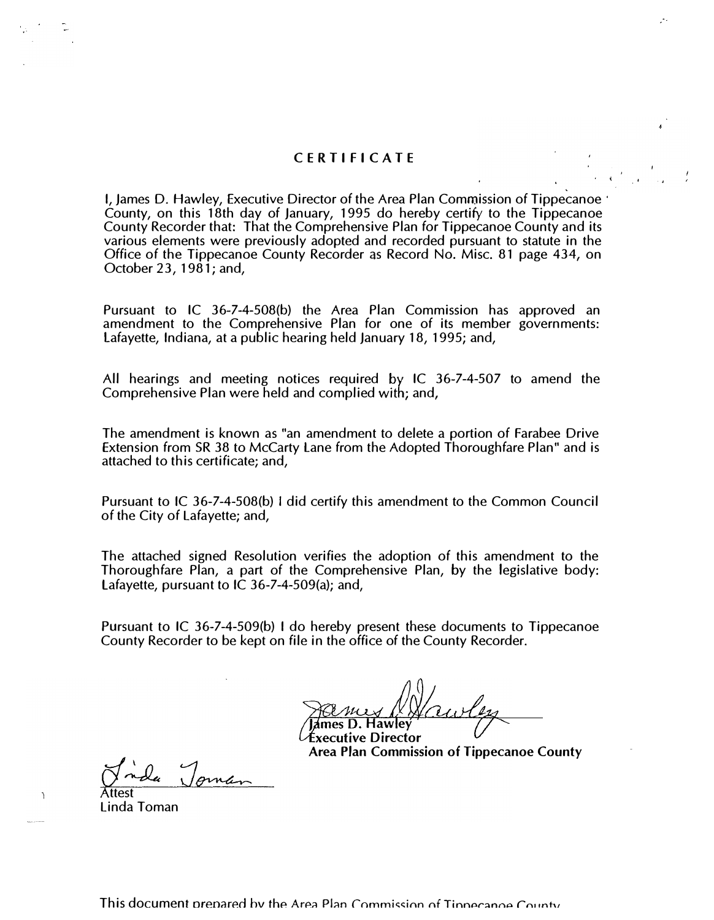# CERTIFICATE

I, James D. Hawley, Executive Director of the Area Plan Commission of Tippecanoe County, on this 18th day of January, 1995 do hereby certify to the Tippecanoe County Recorder that: That the Comprehensive Plan for Tippecanoe County and its various elements were previously adopted and recorded pursuant to statute in the Office of the Tippecanoe County Recorder as Record No. Misc. 81 page 434, on October 23, 1981; and,

Pursuant to IC 36-7-4-508(b) the Area Plan Commission has approved an amendment to the Comprehensive Plan for one of its member governments: Lafayette, Indiana, at a public hearing held January 18, 1995; and,

All hearings and meeting notices required by IC 36-7-4-507 to amend the Comprehensive Plan were held and complied with; and,

The amendment is known as "an amendment to delete a portion of Farabee Drive Extension from SR 38 to McCarty Lane from the Adopted Thoroughfare Plan" and is attached to this certificate; and,

Pursuant to IC 36-7-4-508(b) I did certify this amendment to the Common Council of the City of Lafayette; and,

The attached signed Resolution verifies the adoption of this amendment to the Thoroughfare Plan, a part of the Comprehensive Plan, by the legislative body: Lafayette, pursuant to IC 36-7-4-509(a); and,

Pursuant to IC 36-7-4-509(b) I do hereby present these documents to Tippecanoe County Recorder to be kept on file in the office of the County Recorder.

James D. Hawley
**Executive Director**
**Area Plan Commission of Tippecanoe County**

Attest
Linda Toman

This document prepared by the Area Plan Commission of Tippecanoe County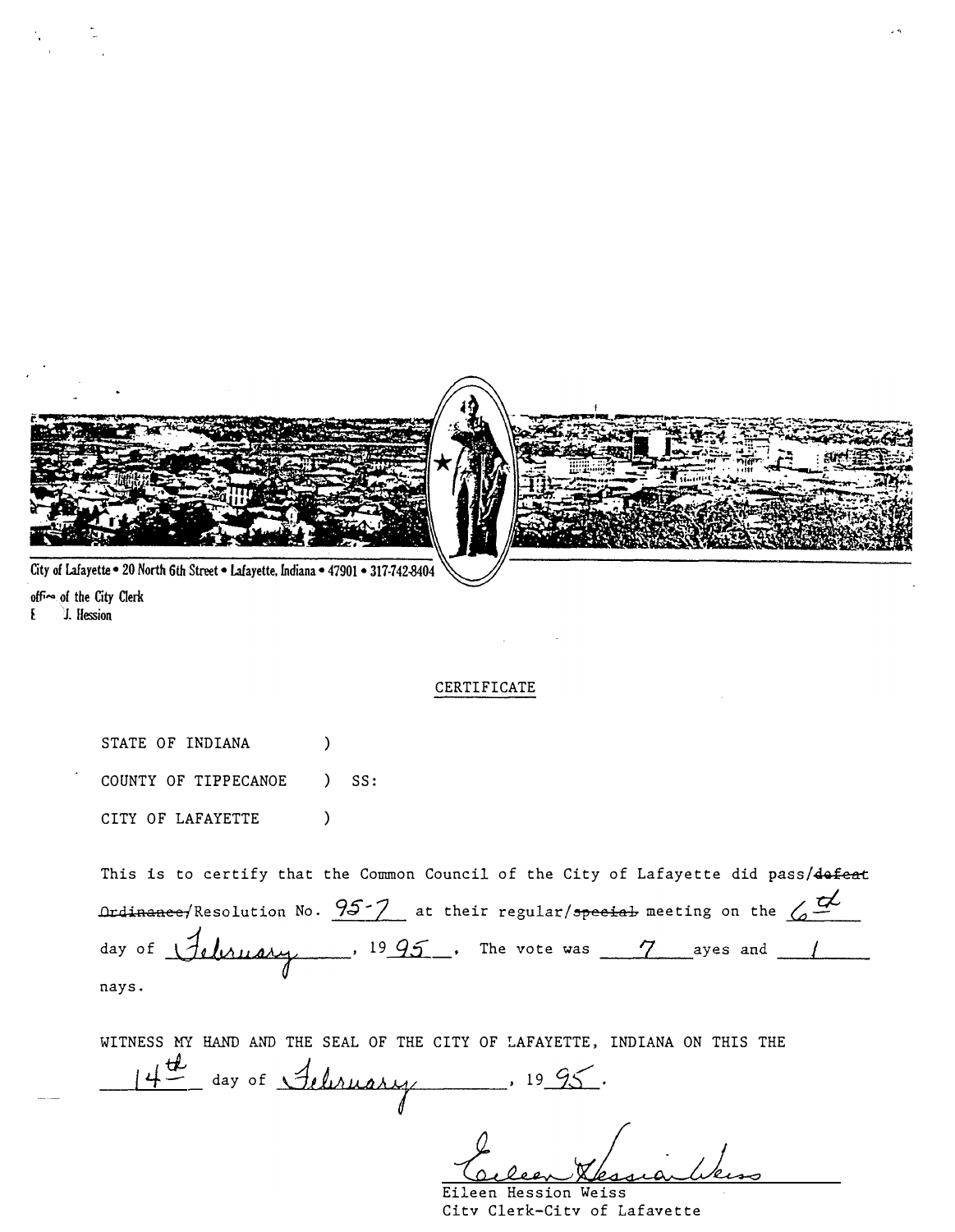City of Lafayette • 20 North 6th Street • Lafayette, Indiana • 47901 • 317-742-8404

office of the City Clerk
E J. Hession

## CERTIFICATE

STATE OF INDIANA )

COUNTY OF TIPPECANOE ) SS:

CITY OF LAFAYETTE )

This is to certify that the Common Council of the City of Lafayette did pass/~~defeat Ordinance~~/Resolution No. 95-7 at their regular/~~special~~ meeting on the 6th day of February, 1995. The vote was 7 ayes and 1 nays.

WITNESS MY HAND AND THE SEAL OF THE CITY OF LAFAYETTE, INDIANA ON THIS THE 14th day of February, 1995.

Eileen Hession Weiss
City Clerk-City of Lafayette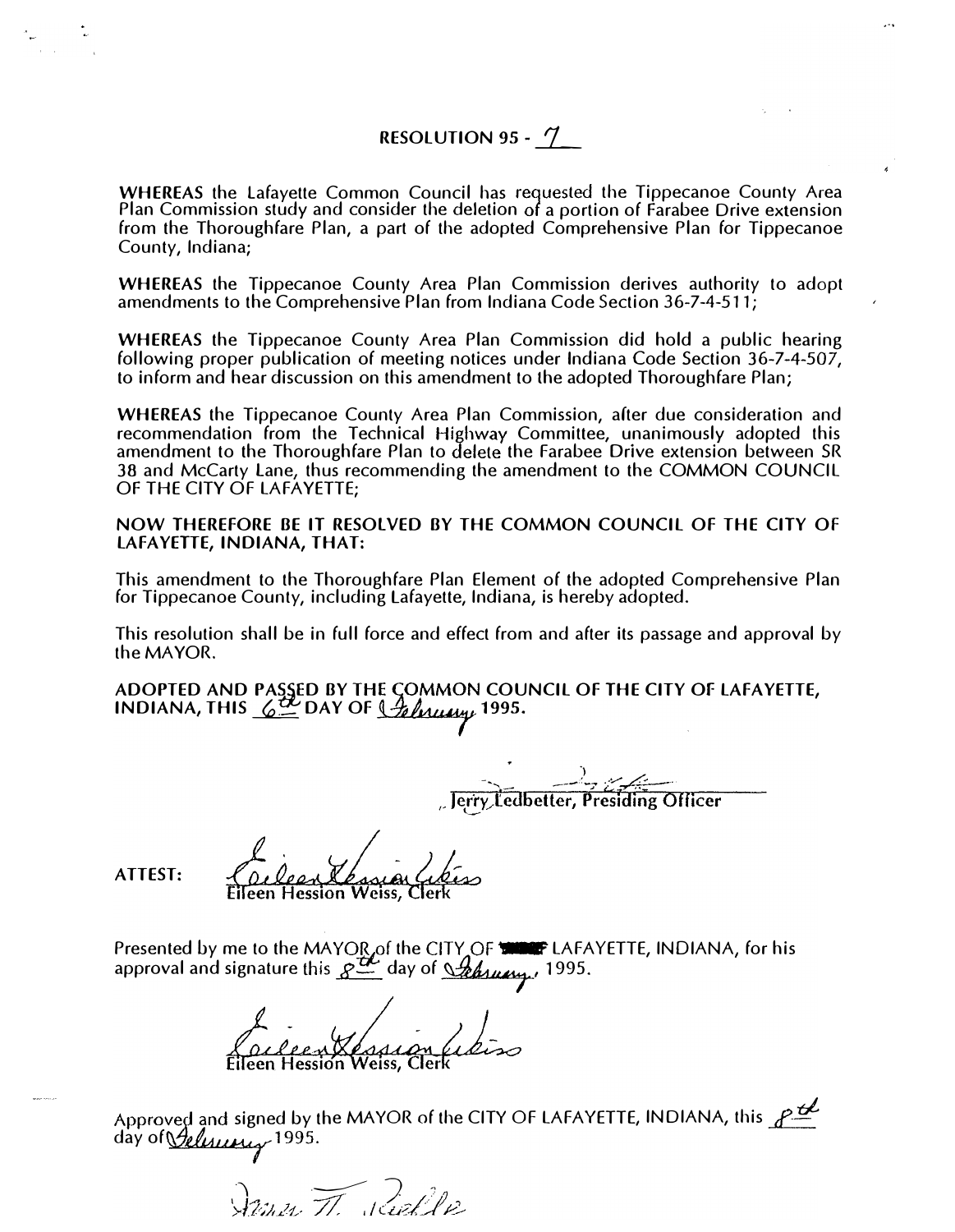# RESOLUTION 95 - 7

**WHEREAS** the Lafayette Common Council has requested the Tippecanoe County Area Plan Commission study and consider the deletion of a portion of Farabee Drive extension from the Thoroughfare Plan, a part of the adopted Comprehensive Plan for Tippecanoe County, Indiana;

**WHEREAS** the Tippecanoe County Area Plan Commission derives authority to adopt amendments to the Comprehensive Plan from Indiana Code Section 36-7-4-511;

**WHEREAS** the Tippecanoe County Area Plan Commission did hold a public hearing following proper publication of meeting notices under Indiana Code Section 36-7-4-507, to inform and hear discussion on this amendment to the adopted Thoroughfare Plan;

**WHEREAS** the Tippecanoe County Area Plan Commission, after due consideration and recommendation from the Technical Highway Committee, unanimously adopted this amendment to the Thoroughfare Plan to delete the Farabee Drive extension between SR 38 and McCarty Lane, thus recommending the amendment to the COMMON COUNCIL OF THE CITY OF LAFAYETTE;

**NOW THEREFORE BE IT RESOLVED BY THE COMMON COUNCIL OF THE CITY OF LAFAYETTE, INDIANA, THAT:**

This amendment to the Thoroughfare Plan Element of the adopted Comprehensive Plan for Tippecanoe County, including Lafayette, Indiana, is hereby adopted.

This resolution shall be in full force and effect from and after its passage and approval by the MAYOR.

**ADOPTED AND PASSED BY THE COMMON COUNCIL OF THE CITY OF LAFAYETTE, INDIANA, THIS 6th DAY OF February 1995.**

Jerry Ledbetter, Presiding Officer

ATTEST:

Eileen Hession Weiss, Clerk

Presented by me to the MAYOR of the CITY OF LAFAYETTE, INDIANA, for his approval and signature this 8th day of February, 1995.

Eileen Hession Weiss, Clerk

Approved and signed by the MAYOR of the CITY OF LAFAYETTE, INDIANA, this 8th day of February 1995.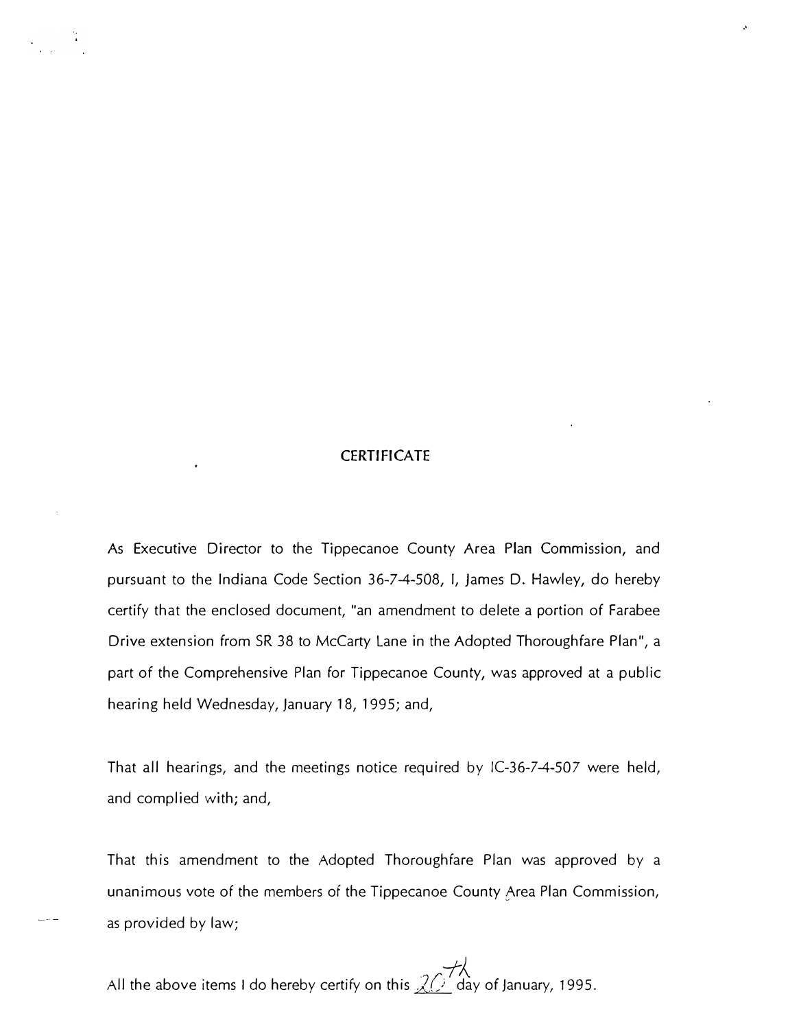# CERTIFICATE

As Executive Director to the Tippecanoe County Area Plan Commission, and pursuant to the Indiana Code Section 36-7-4-508, I, James D. Hawley, do hereby certify that the enclosed document, "an amendment to delete a portion of Farabee Drive extension from SR 38 to McCarty Lane in the Adopted Thoroughfare Plan", a part of the Comprehensive Plan for Tippecanoe County, was approved at a public hearing held Wednesday, January 18, 1995; and,

That all hearings, and the meetings notice required by IC-36-7-4-507 were held, and complied with; and,

That this amendment to the Adopted Thoroughfare Plan was approved by a unanimous vote of the members of the Tippecanoe County Area Plan Commission, as provided by law;

All the above items I do hereby certify on this 20th day of January, 1995.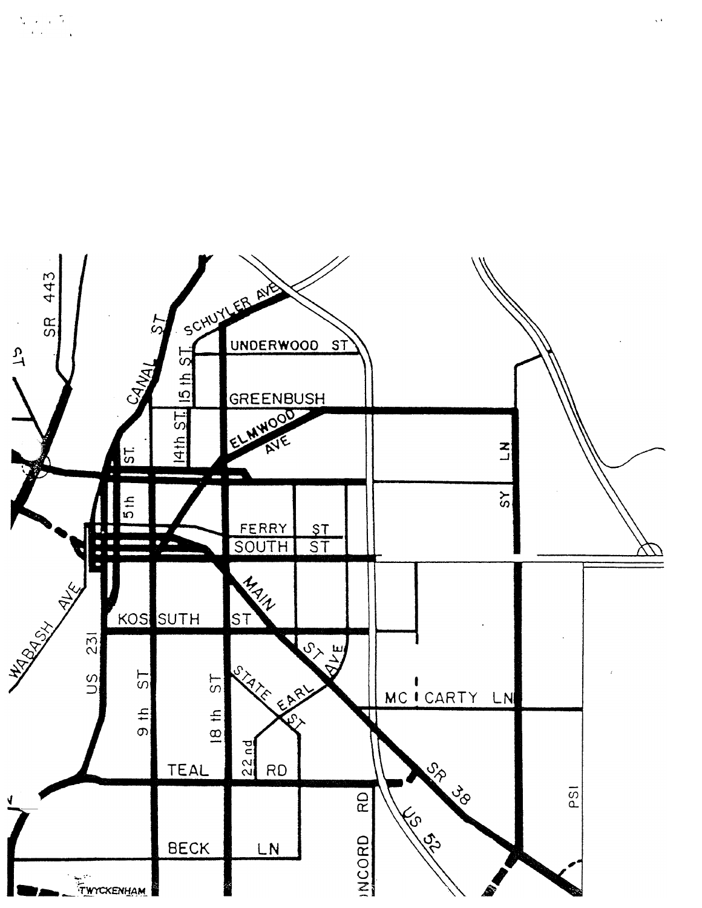SR 443

ST

CANAL ST

SCHUYLER AVE

UNDERWOOD ST

15th ST.

GREENBUSH

14th ST.

ELMWOOD AVE

5th ST.

SY LN

FERRY ST

SOUTH ST

WABASH AVE

MAIN

KOSSUTH ST

ST

AVE

US 231

9th ST

18th ST

STATE

EARL

ST

MC CARTY LN

22nd

TEAL RD

SR 38

US 52

PSI

BECK LN

CONCORD RD

TWYCKENHAM